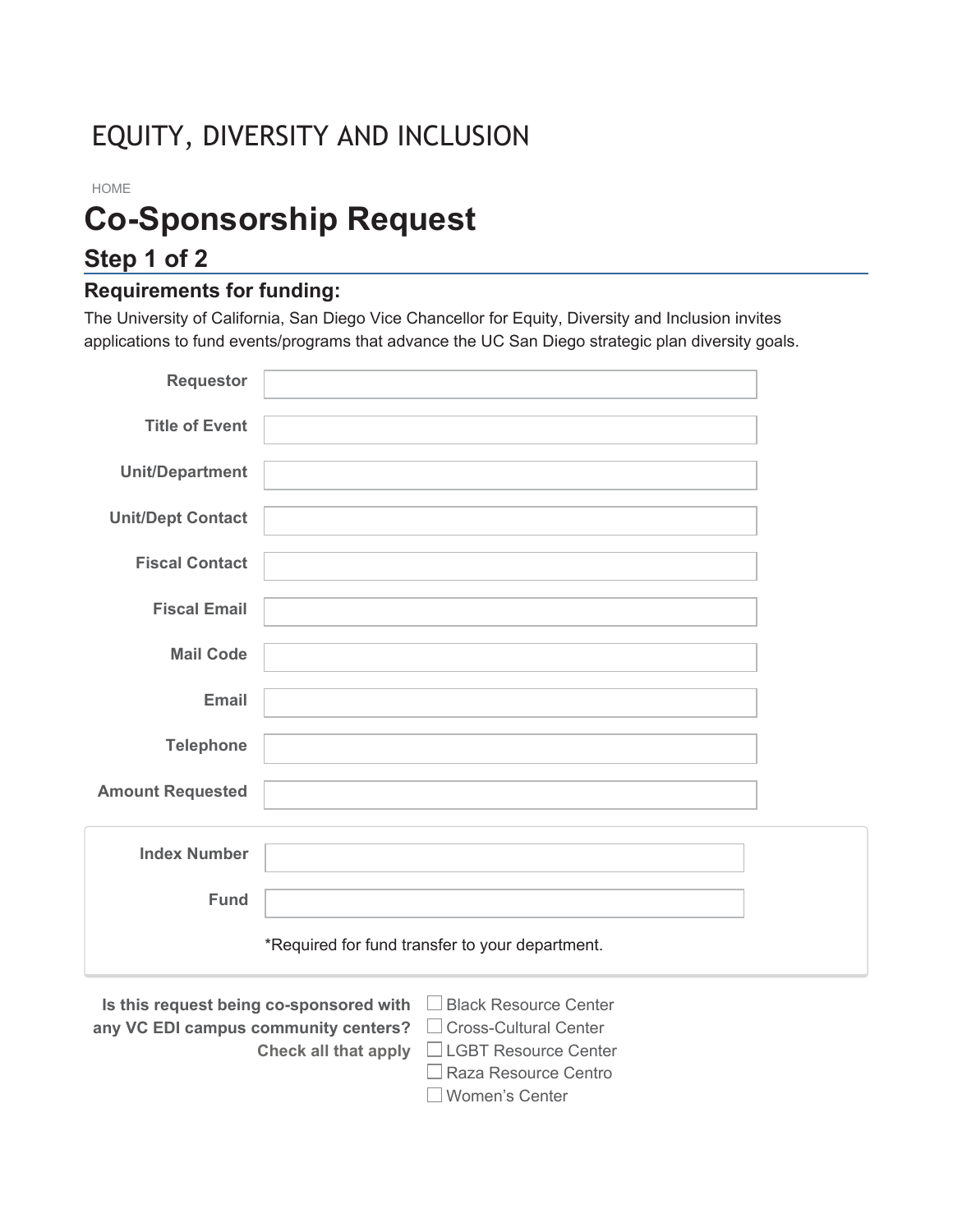# EQUITY, DIVERSITY AND INCLUSION

HOME

## Co-Sponsorship Request

### Step 1 of 2

#### Requirements for funding:

The University of California, San Diego Vice Chancellor for Equity, Diversity and Inclusion invites applications to fund events/programs that advance the UC San Diego strategic plan diversity goals.

**Requestor** ______________________

**Title of Event** ______________________

**Unit/Department** ______________________

**Unit/Dept Contact** ______________________

**Fiscal Contact** ______________________

**Fiscal Email** ______________________

**Mail Code** ______________________

**Email** ______________________

**Telephone** ______________________

**Amount Requested** ______________________

**Index Number** ______________________

**Fund** ______________________

*Required for fund transfer to your department.

**Is this request being co-sponsored with any VC EDI campus community centers? Check all that apply**

- ☐ Black Resource Center
- ☐ Cross-Cultural Center
- ☐ LGBT Resource Center
- ☐ Raza Resource Centro
- ☐ Women's Center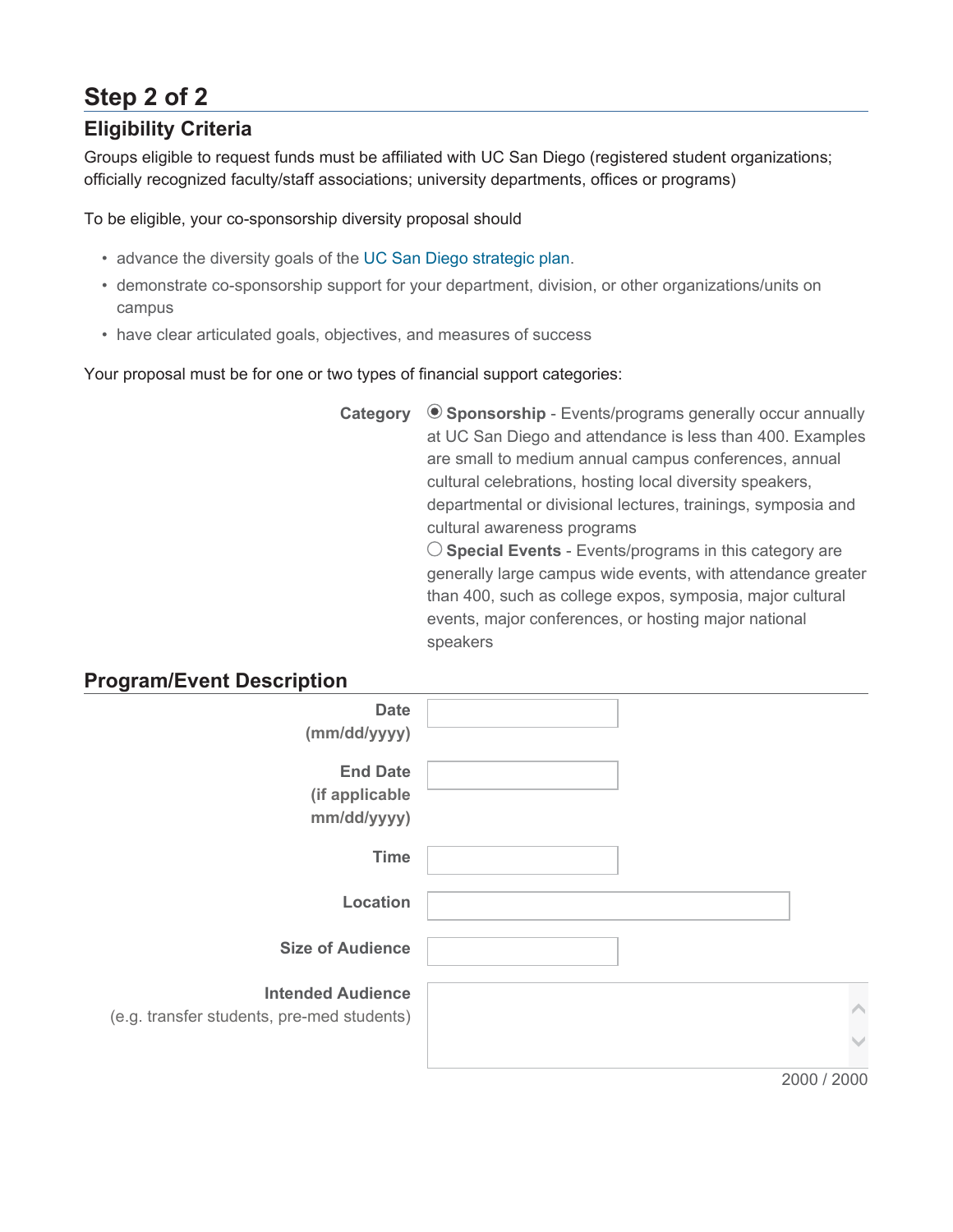## Step 2 of 2

### Eligibility Criteria

Groups eligible to request funds must be affiliated with UC San Diego (registered student organizations; officially recognized faculty/staff associations; university departments, offices or programs)

To be eligible, your co-sponsorship diversity proposal should

- advance the diversity goals of the UC San Diego strategic plan.
- demonstrate co-sponsorship support for your department, division, or other organizations/units on campus
- have clear articulated goals, objectives, and measures of success

Your proposal must be for one or two types of financial support categories:

**Category**

- ◉ **Sponsorship** - Events/programs generally occur annually at UC San Diego and attendance is less than 400. Examples are small to medium annual campus conferences, annual cultural celebrations, hosting local diversity speakers, departmental or divisional lectures, trainings, symposia and cultural awareness programs
- ○ **Special Events** - Events/programs in this category are generally large campus wide events, with attendance greater than 400, such as college expos, symposia, major cultural events, major conferences, or hosting major national speakers

### Program/Event Description

**Date (mm/dd/yyyy)**

**End Date (if applicable mm/dd/yyyy)**

**Time**

**Location**

**Size of Audience**

**Intended Audience**
(e.g. transfer students, pre-med students)

2000 / 2000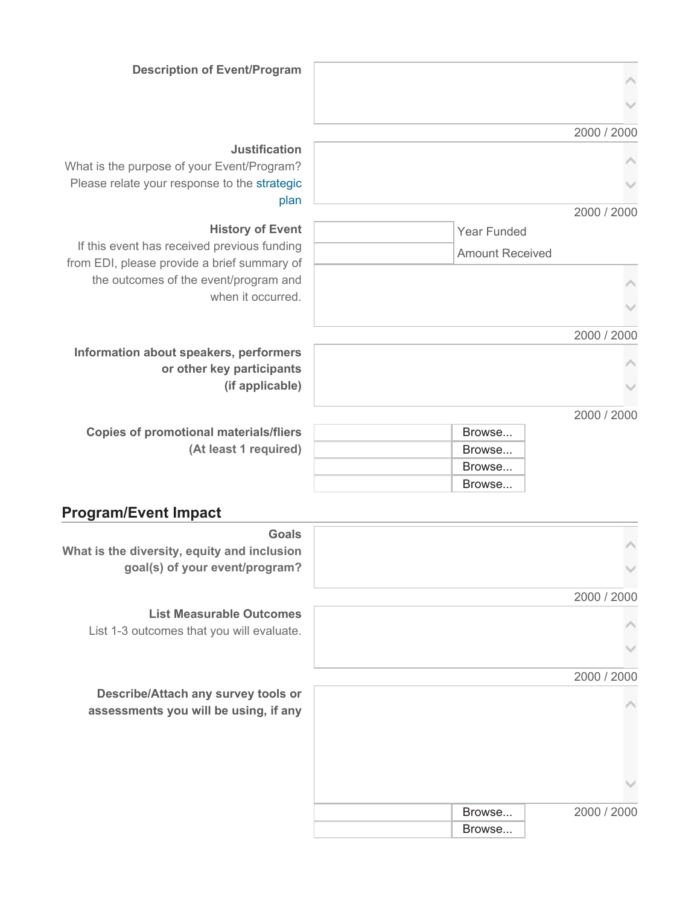**Description of Event/Program**

2000 / 2000

**Justification**

What is the purpose of your Event/Program? Please relate your response to the strategic plan

2000 / 2000

**History of Event**

If this event has received previous funding from EDI, please provide a brief summary of the outcomes of the event/program and when it occurred.

Year Funded

Amount Received

2000 / 2000

**Information about speakers, performers or other key participants (if applicable)**

2000 / 2000

**Copies of promotional materials/fliers (At least 1 required)**

Browse...

Browse...

Browse...

Browse...

## Program/Event Impact

**Goals**

**What is the diversity, equity and inclusion goal(s) of your event/program?**

2000 / 2000

**List Measurable Outcomes**

List 1-3 outcomes that you will evaluate.

2000 / 2000

**Describe/Attach any survey tools or assessments you will be using, if any**

Browse...

Browse...

2000 / 2000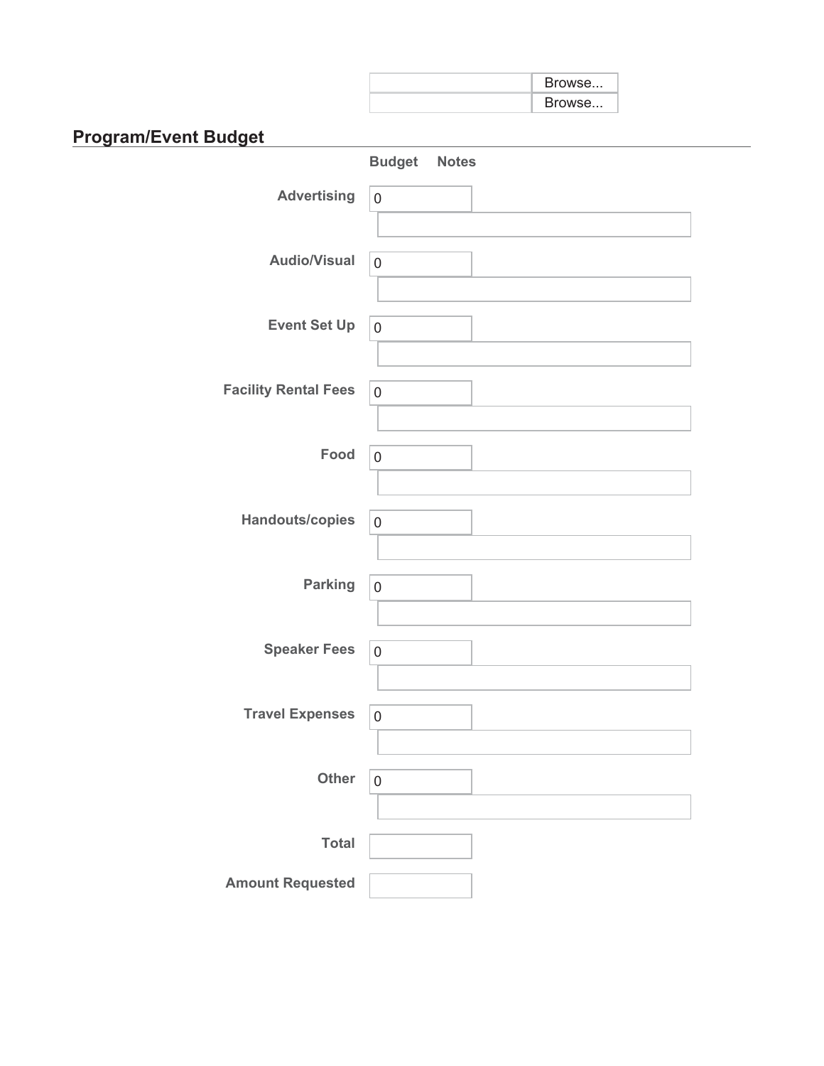Browse...
Browse...

## Program/Event Budget

| | Budget | Notes |
|---|---|---|
| Advertising | 0 | |
| Audio/Visual | 0 | |
| Event Set Up | 0 | |
| Facility Rental Fees | 0 | |
| Food | 0 | |
| Handouts/copies | 0 | |
| Parking | 0 | |
| Speaker Fees | 0 | |
| Travel Expenses | 0 | |
| Other | 0 | |
| Total | | |
| Amount Requested | | |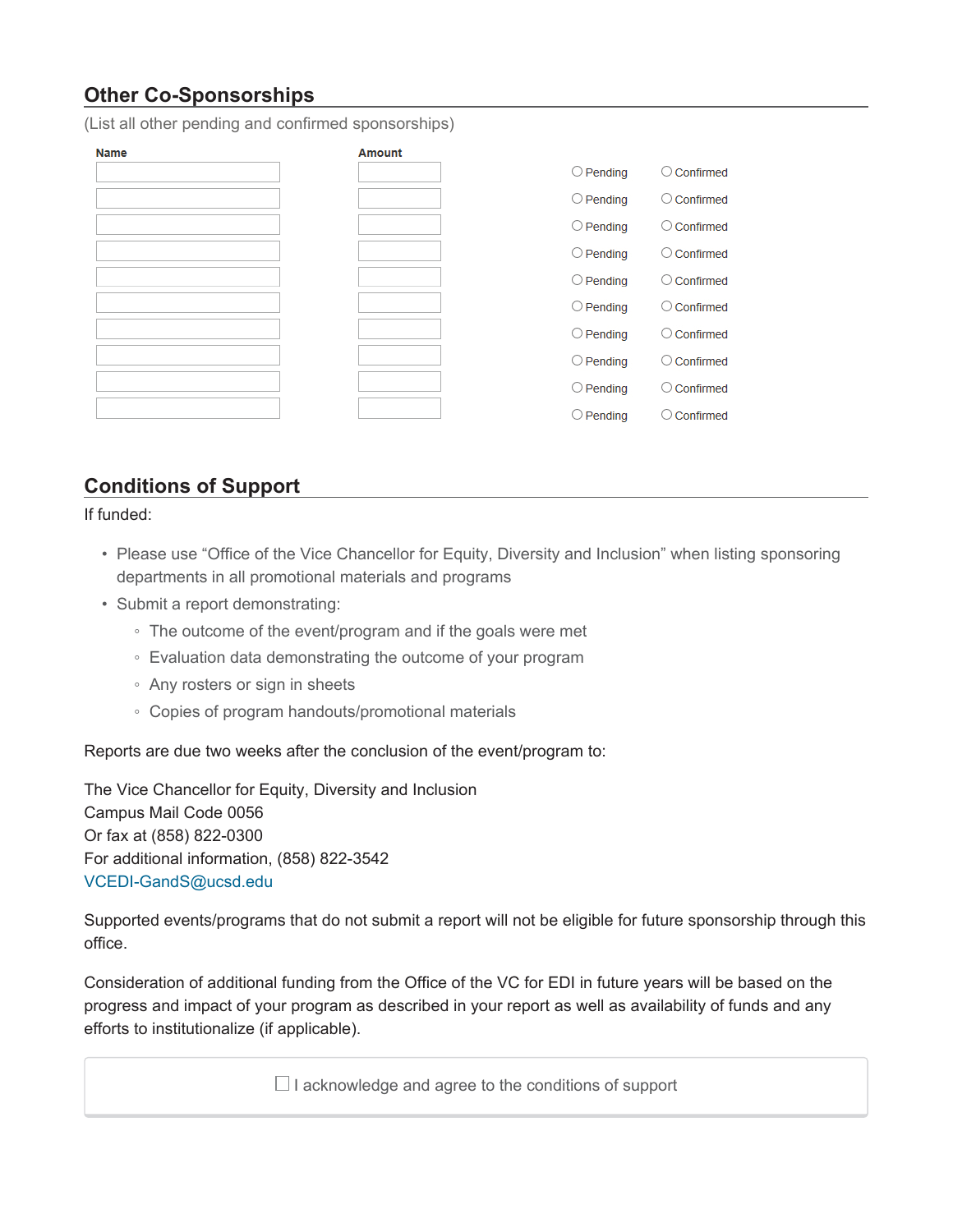## Other Co-Sponsorships

(List all other pending and confirmed sponsorships)

| Name | Amount | | |
|---|---|---|---|
| | | ○ Pending | ○ Confirmed |
| | | ○ Pending | ○ Confirmed |
| | | ○ Pending | ○ Confirmed |
| | | ○ Pending | ○ Confirmed |
| | | ○ Pending | ○ Confirmed |
| | | ○ Pending | ○ Confirmed |
| | | ○ Pending | ○ Confirmed |
| | | ○ Pending | ○ Confirmed |
| | | ○ Pending | ○ Confirmed |
| | | ○ Pending | ○ Confirmed |

## Conditions of Support

If funded:

- Please use “Office of the Vice Chancellor for Equity, Diversity and Inclusion” when listing sponsoring departments in all promotional materials and programs
- Submit a report demonstrating:
  - The outcome of the event/program and if the goals were met
  - Evaluation data demonstrating the outcome of your program
  - Any rosters or sign in sheets
  - Copies of program handouts/promotional materials

Reports are due two weeks after the conclusion of the event/program to:

The Vice Chancellor for Equity, Diversity and Inclusion
Campus Mail Code 0056
Or fax at (858) 822-0300
For additional information, (858) 822-3542
VCEDI-GandS@ucsd.edu

Supported events/programs that do not submit a report will not be eligible for future sponsorship through this office.

Consideration of additional funding from the Office of the VC for EDI in future years will be based on the progress and impact of your program as described in your report as well as availability of funds and any efforts to institutionalize (if applicable).

☐ I acknowledge and agree to the conditions of support